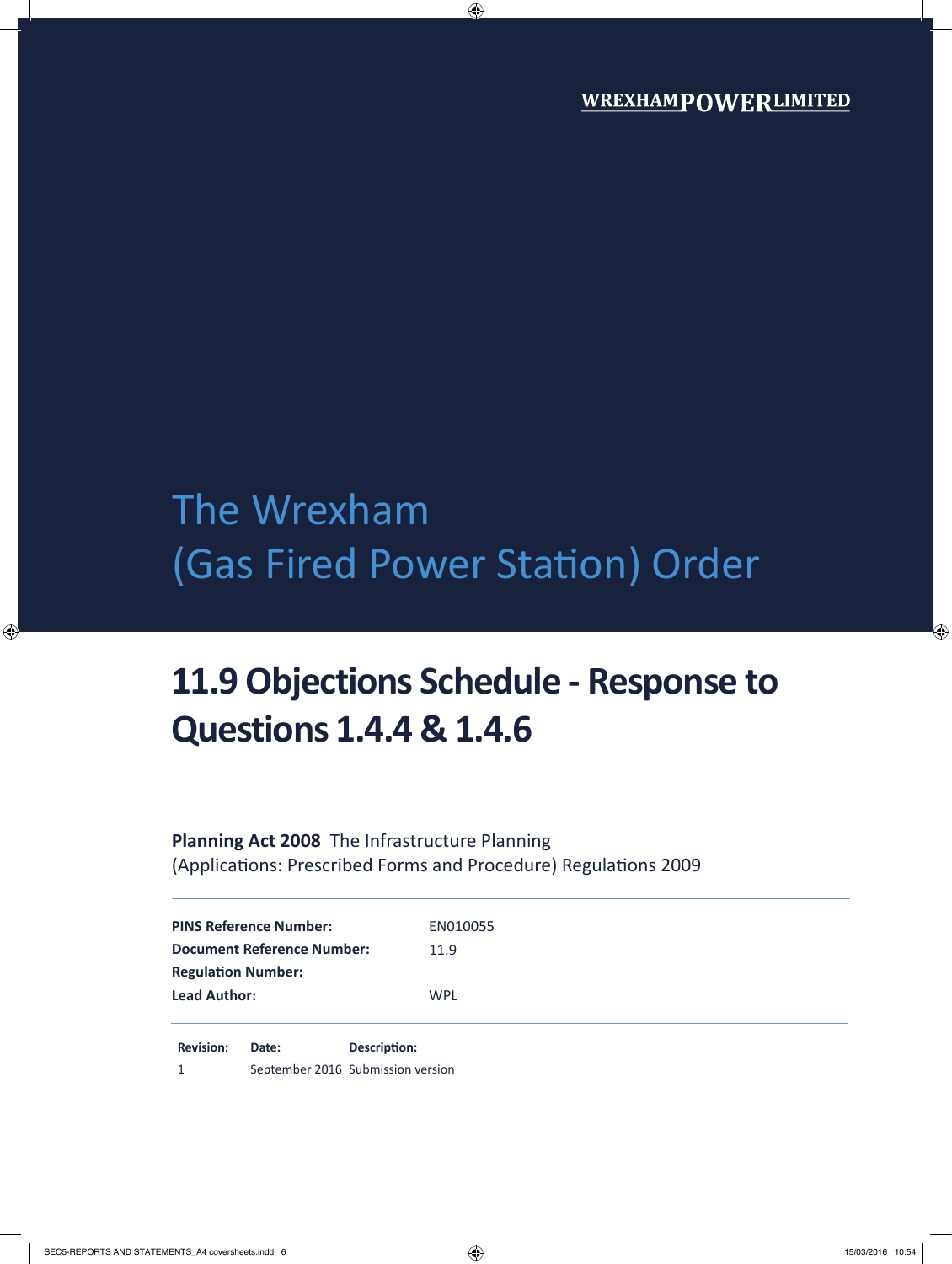**WREXHAM POWER LIMITED**

# The Wrexham (Gas Fired Power Station) Order

## 11.9 Objections Schedule - Response to Questions 1.4.4 & 1.4.6

**Planning Act 2008** The Infrastructure Planning (Applications: Prescribed Forms and Procedure) Regulations 2009

| | |
|---|---|
| **PINS Reference Number:** | EN010055 |
| **Document Reference Number:** | 11.9 |
| **Regulation Number:** | |
| **Lead Author:** | WPL |

| **Revision:** | **Date:** | **Description:** |
|---|---|---|
| 1 | September 2016 | Submission version |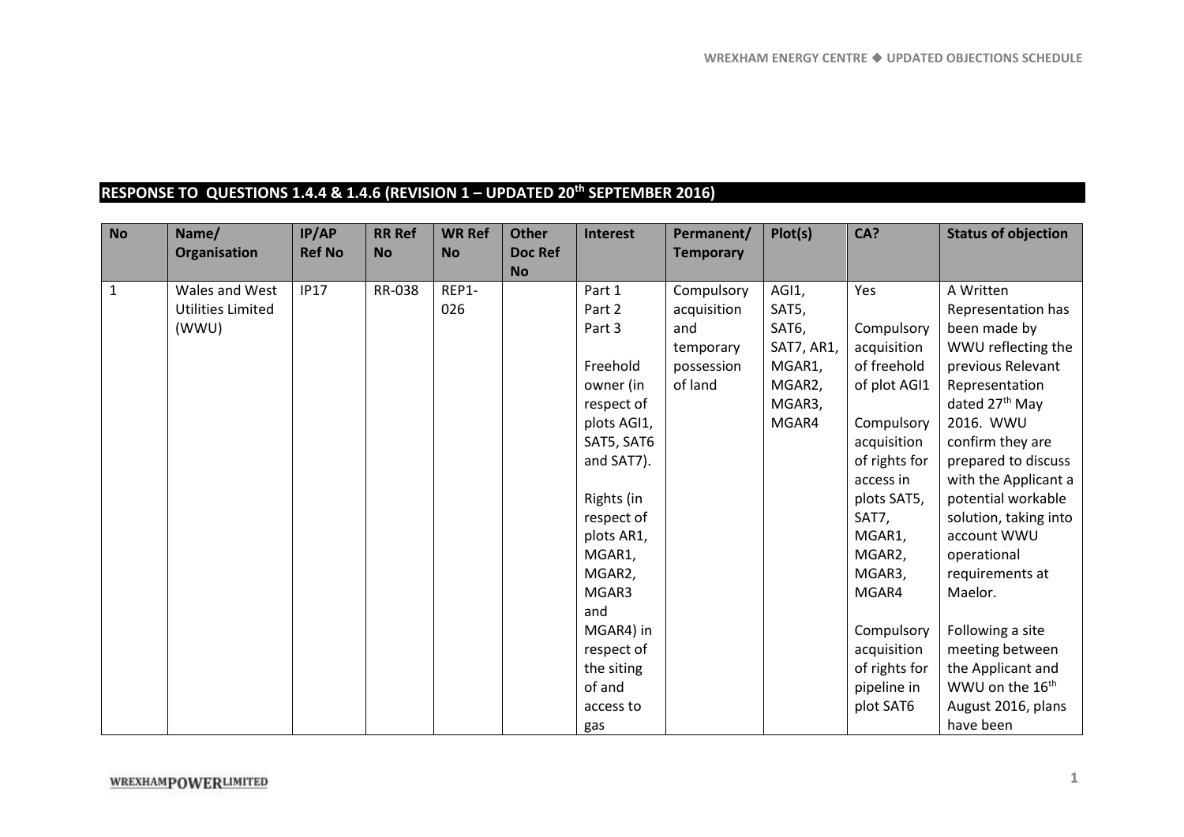## RESPONSE TO QUESTIONS 1.4.4 & 1.4.6 (REVISION 1 – UPDATED 20th SEPTEMBER 2016)

| No | Name/ Organisation | IP/AP Ref No | RR Ref No | WR Ref No | Other Doc Ref No | Interest | Permanent/ Temporary | Plot(s) | CA? | Status of objection |
|---|---|---|---|---|---|---|---|---|---|---|
| 1 | Wales and West Utilities Limited (WWU) | IP17 | RR-038 | REP1-026 | | Part 1 Part 2 Part 3<br><br>Freehold owner (in respect of plots AGI1, SAT5, SAT6 and SAT7).<br><br>Rights (in respect of plots AR1, MGAR1, MGAR2, MGAR3 and MGAR4) in respect of the siting of and access to gas | Compulsory acquisition and temporary possession of land | AGI1, SAT5, SAT6, SAT7, AR1, MGAR1, MGAR2, MGAR3, MGAR4 | Yes<br><br>Compulsory acquisition of freehold of plot AGI1<br><br>Compulsory acquisition of rights for access in plots SAT5, SAT7, MGAR1, MGAR2, MGAR3, MGAR4<br><br>Compulsory acquisition of rights for pipeline in plot SAT6 | A Written Representation has been made by WWU reflecting the previous Relevant Representation dated 27th May 2016. WWU confirm they are prepared to discuss with the Applicant a potential workable solution, taking into account WWU operational requirements at Maelor.<br><br>Following a site meeting between the Applicant and WWU on the 16th August 2016, plans have been |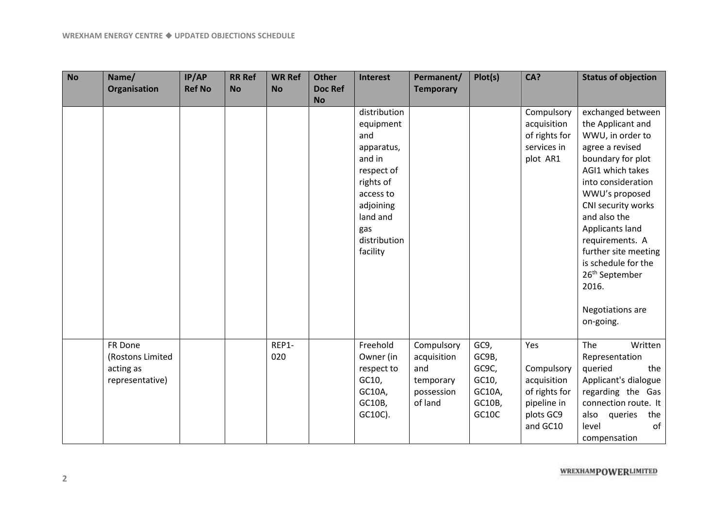| No | Name/ Organisation | IP/AP Ref No | RR Ref No | WR Ref No | Other Doc Ref No | Interest | Permanent/ Temporary | Plot(s) | CA? | Status of objection |
|---|---|---|---|---|---|---|---|---|---|---|
| | | | | | | distribution equipment and apparatus, and in respect of rights of access to adjoining land and gas distribution facility | | | Compulsory acquisition of rights for services in plot AR1 | exchanged between the Applicant and WWU, in order to agree a revised boundary for plot AGI1 which takes into consideration WWU's proposed CNI security works and also the Applicants land requirements. A further site meeting is schedule for the 26th September 2016.<br><br>Negotiations are on-going. |
| | FR Done (Rostons Limited acting as representative) | | | REP1-020 | | Freehold Owner (in respect to GC10, GC10A, GC10B, GC10C). | Compulsory acquisition and temporary possession of land | GC9, GC9B, GC9C, GC10, GC10A, GC10B, GC10C | Yes<br><br>Compulsory acquisition of rights for pipeline in plots GC9 and GC10 | The Written Representation queried the Applicant's dialogue regarding the Gas connection route. It also queries the level of compensation |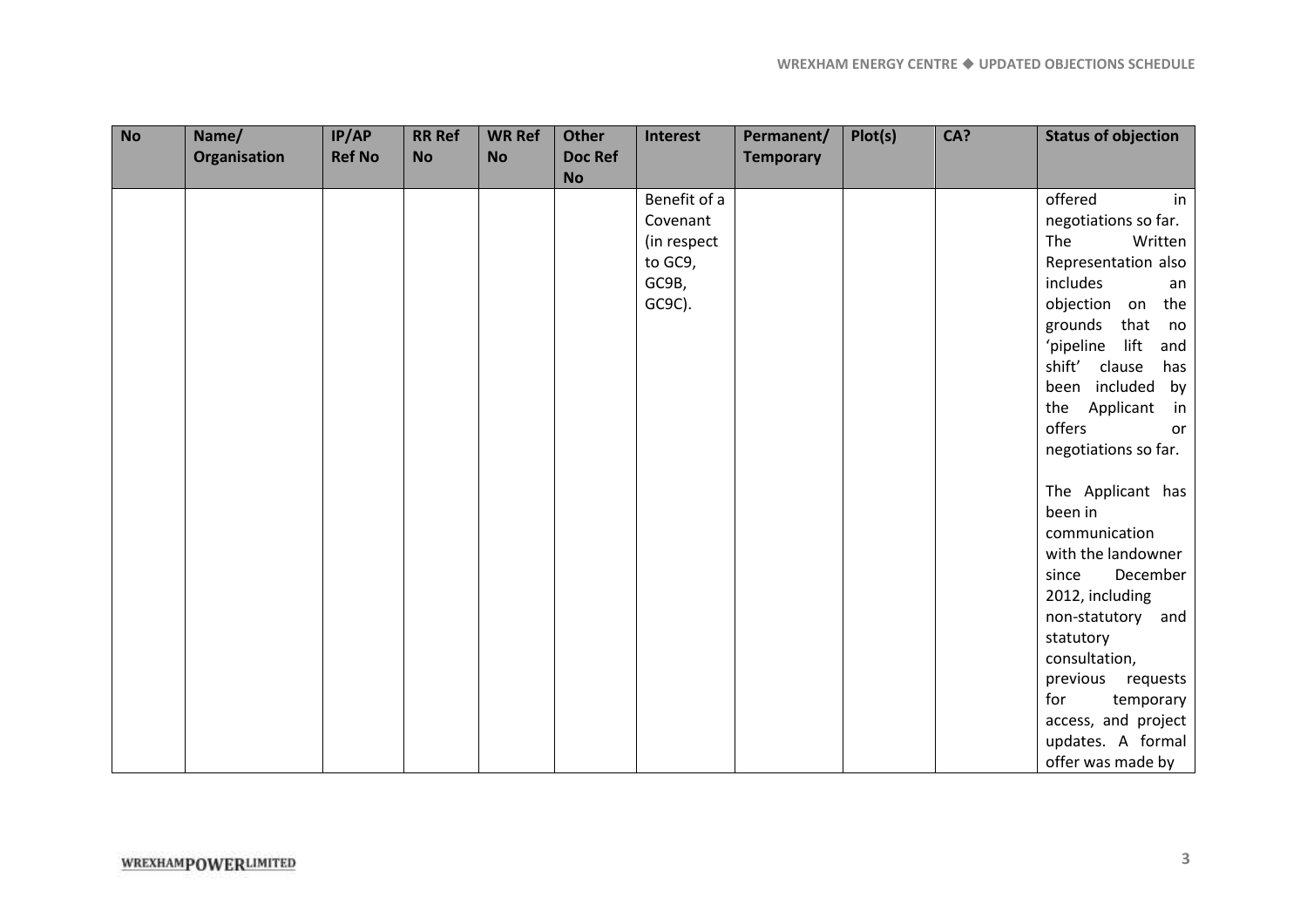| No | Name/ Organisation | IP/AP Ref No | RR Ref No | WR Ref No | Other Doc Ref No | Interest | Permanent/ Temporary | Plot(s) | CA? | Status of objection |
|---|---|---|---|---|---|---|---|---|---|---|
| | | | | | | Benefit of a Covenant (in respect to GC9, GC9B, GC9C). | | | | offered in negotiations so far. The Written Representation also includes an objection on the grounds that no 'pipeline lift and shift' clause has been included by the Applicant in offers or negotiations so far.<br><br>The Applicant has been in communication with the landowner since December 2012, including non-statutory and statutory consultation, previous requests for temporary access, and project updates. A formal offer was made by |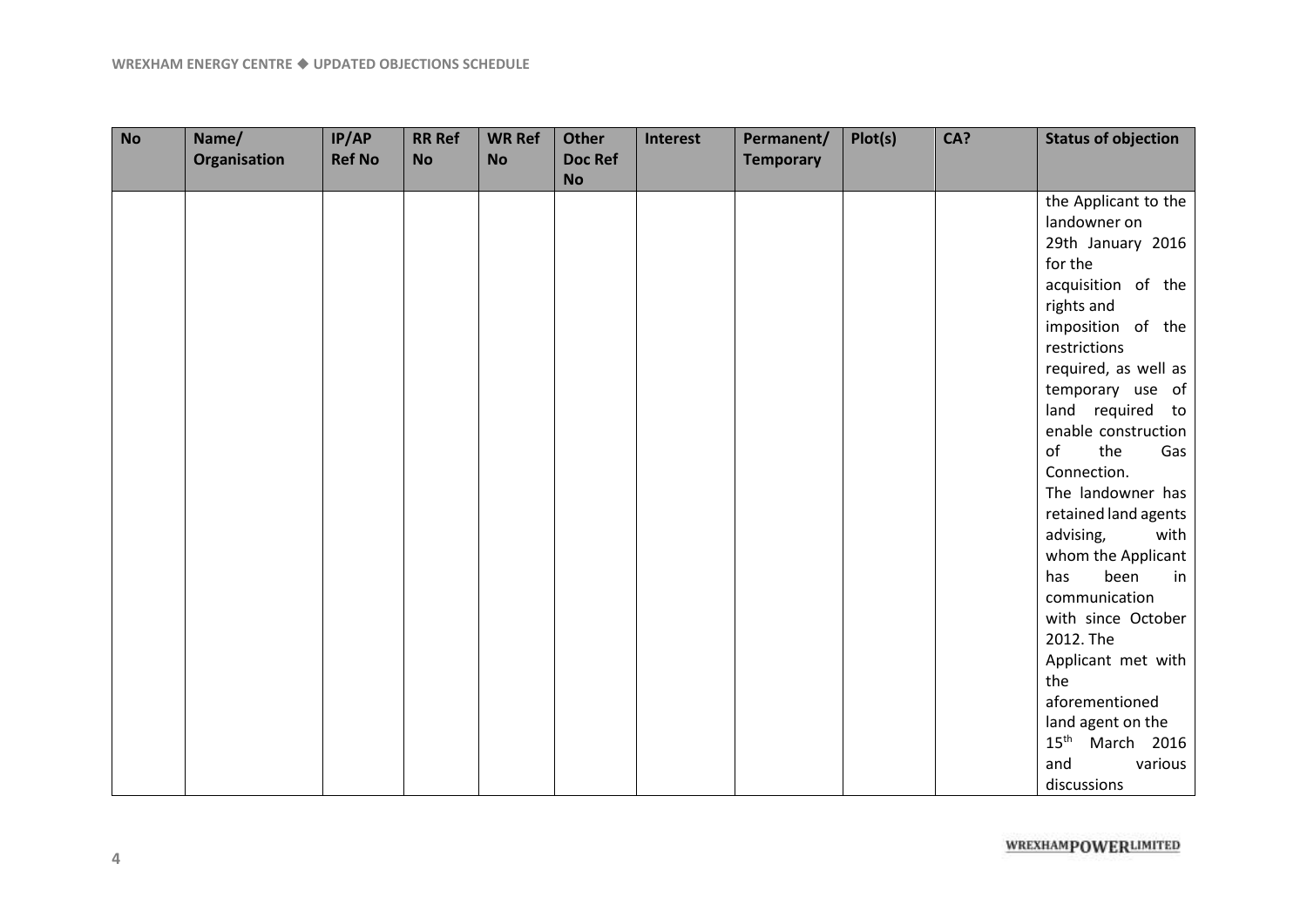| No | Name/ Organisation | IP/AP Ref No | RR Ref No | WR Ref No | Other Doc Ref No | Interest | Permanent/ Temporary | Plot(s) | CA? | Status of objection |
|---|---|---|---|---|---|---|---|---|---|---|
| | | | | | | | | | | the Applicant to the landowner on 29th January 2016 for the acquisition of the rights and imposition of the restrictions required, as well as temporary use of land required to enable construction of the Gas Connection. The landowner has retained land agents advising, with whom the Applicant has been in communication with since October 2012. The Applicant met with the aforementioned land agent on the 15th March 2016 and various discussions |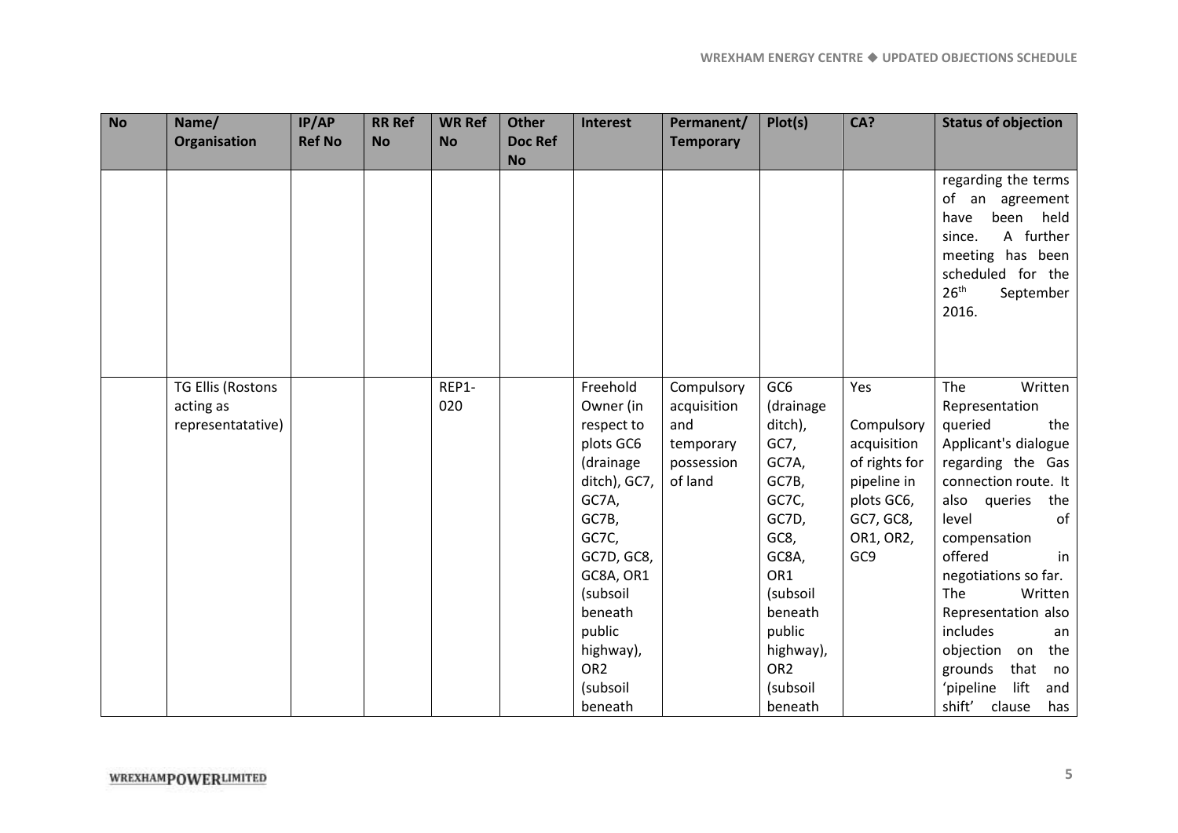| No | Name/ Organisation | IP/AP Ref No | RR Ref No | WR Ref No | Other Doc Ref No | Interest | Permanent/ Temporary | Plot(s) | CA? | Status of objection |
|---|---|---|---|---|---|---|---|---|---|---|
| | | | | | | | | | | regarding the terms of an agreement have been held since. A further meeting has been scheduled for the 26th September 2016. |
| | TG Ellis (Rostons acting as representatative) | | | REP1-020 | | Freehold Owner (in respect to plots GC6 (drainage ditch), GC7, GC7A, GC7B, GC7C, GC7D, GC8, GC8A, OR1 (subsoil beneath public highway), OR2 (subsoil beneath | Compulsory acquisition and temporary possession of land | GC6 (drainage ditch), GC7, GC7A, GC7B, GC7C, GC7D, GC8, GC8A, OR1 (subsoil beneath public highway), OR2 (subsoil beneath | Yes<br><br>Compulsory acquisition of rights for pipeline in plots GC6, GC7, GC8, OR1, OR2, GC9 | The Written Representation queried the Applicant's dialogue regarding the Gas connection route. It also queries the level of compensation offered in negotiations so far. The Written Representation also includes an objection on the grounds that no 'pipeline lift and shift' clause has |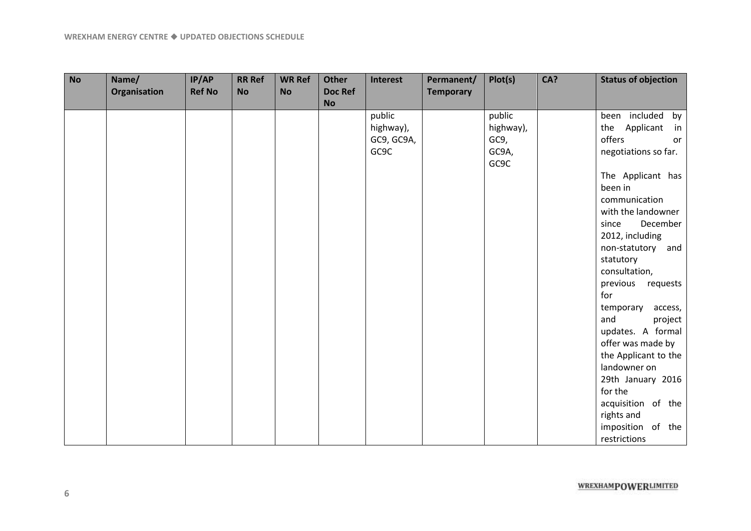| No | Name/ Organisation | IP/AP Ref No | RR Ref No | WR Ref No | Other Doc Ref No | Interest | Permanent/ Temporary | Plot(s) | CA? | Status of objection |
|---|---|---|---|---|---|---|---|---|---|---|
| | | | | | | public highway), GC9, GC9A, GC9C | | public highway), GC9, GC9A, GC9C | | been included by the Applicant in offers or negotiations so far.<br><br>The Applicant has been in communication with the landowner since December 2012, including non-statutory and statutory consultation, previous requests for temporary access, and project updates. A formal offer was made by the Applicant to the landowner on 29th January 2016 for the acquisition of the rights and imposition of the restrictions |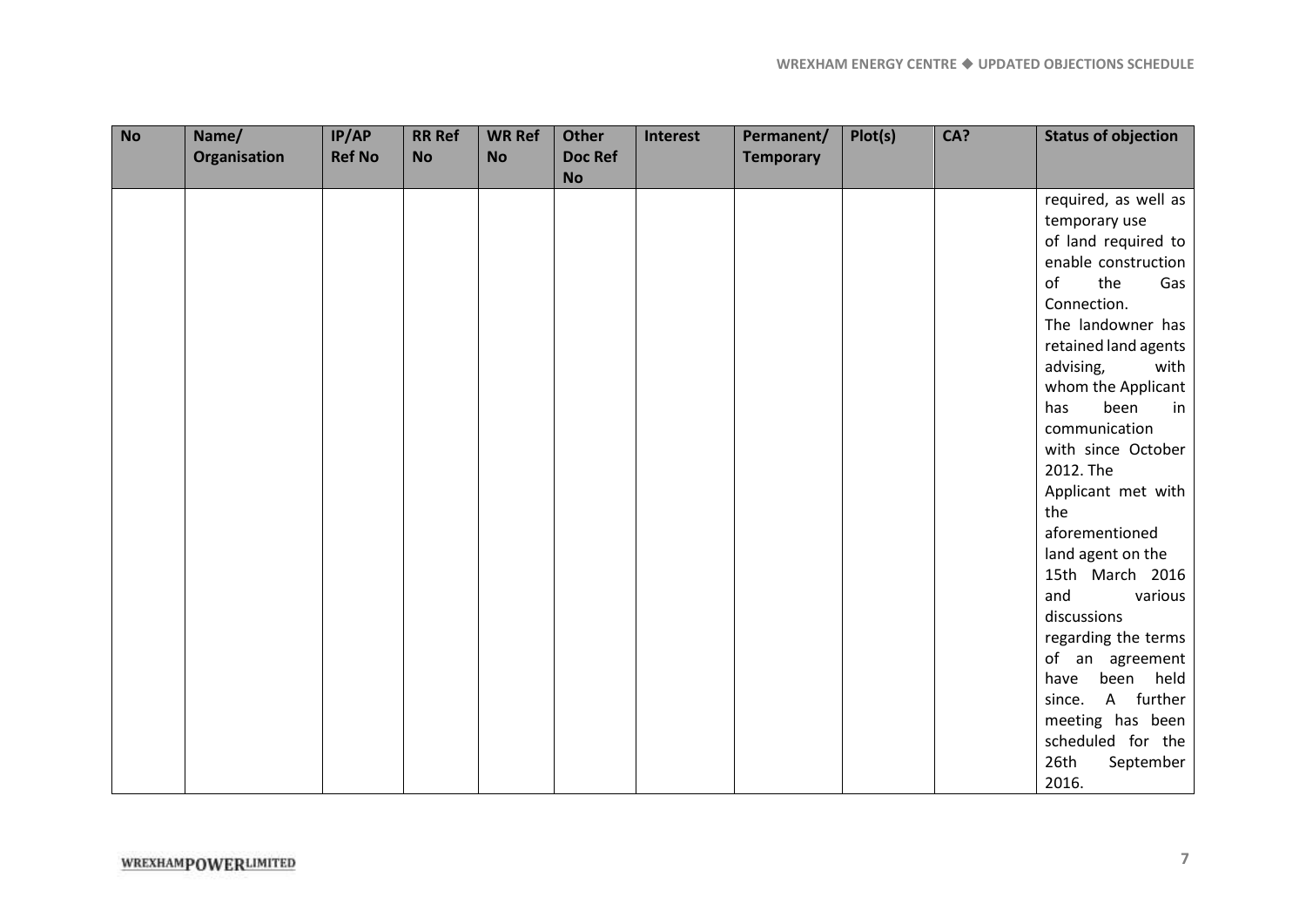| No | Name/ Organisation | IP/AP Ref No | RR Ref No | WR Ref No | Other Doc Ref No | Interest | Permanent/ Temporary | Plot(s) | CA? | Status of objection |
|---|---|---|---|---|---|---|---|---|---|---|
| | | | | | | | | | | required, as well as temporary use of land required to enable construction of the Gas Connection. The landowner has retained land agents advising, with whom the Applicant has been in communication with since October 2012. The Applicant met with the aforementioned land agent on the 15th March 2016 and various discussions regarding the terms of an agreement have been held since. A further meeting has been scheduled for the 26th September 2016. |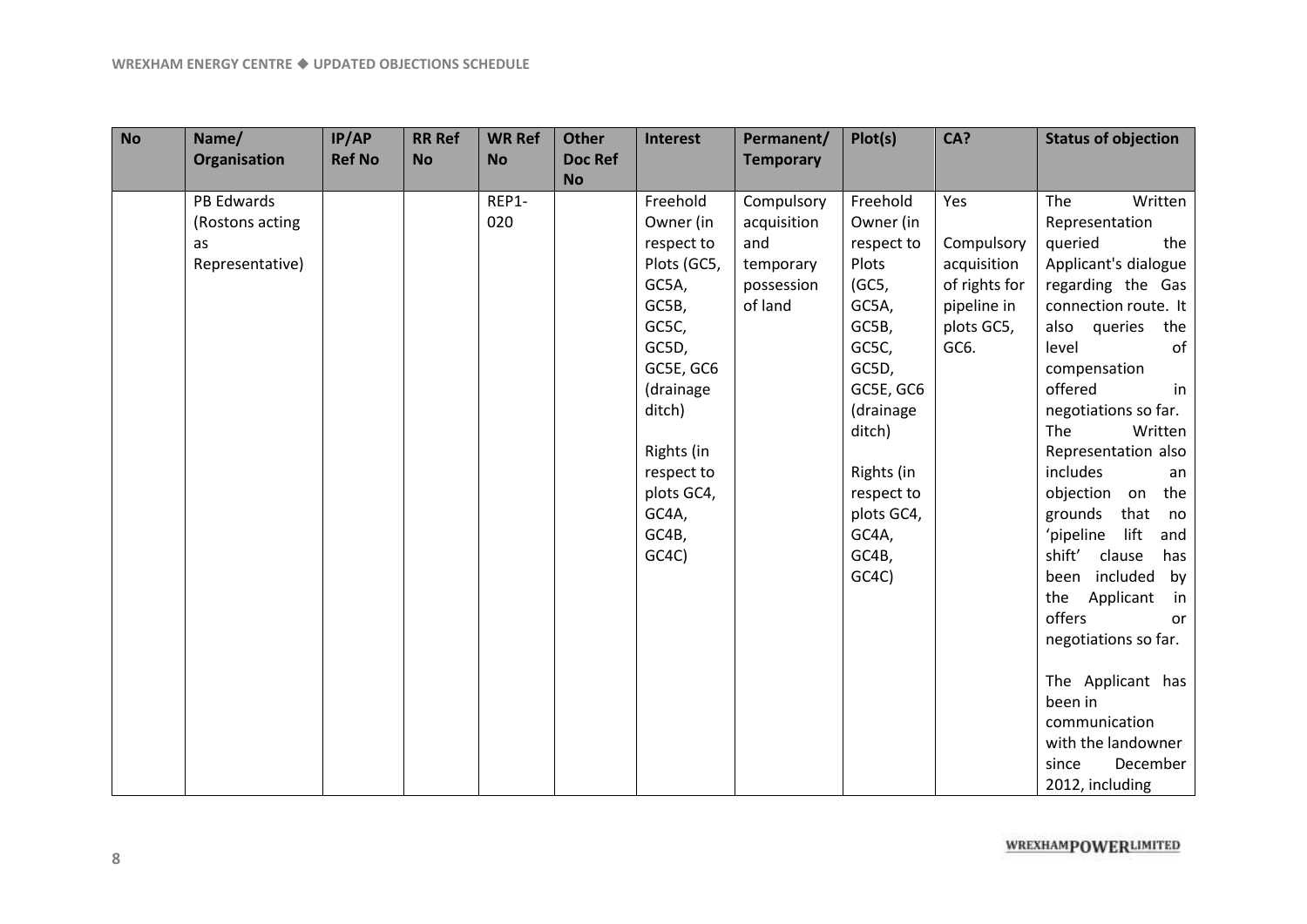| No | Name/ Organisation | IP/AP Ref No | RR Ref No | WR Ref No | Other Doc Ref No | Interest | Permanent/ Temporary | Plot(s) | CA? | Status of objection |
|---|---|---|---|---|---|---|---|---|---|---|
| | PB Edwards (Rostons acting as Representative) | | | REP1-020 | | Freehold Owner (in respect to Plots (GC5, GC5A, GC5B, GC5C, GC5D, GC5E, GC6 (drainage ditch)<br><br>Rights (in respect to plots GC4, GC4A, GC4B, GC4C) | Compulsory acquisition and temporary possession of land | Freehold Owner (in respect to Plots (GC5, GC5A, GC5B, GC5C, GC5D, GC5E, GC6 (drainage ditch)<br><br>Rights (in respect to plots GC4, GC4A, GC4B, GC4C) | Yes<br><br>Compulsory acquisition of rights for pipeline in plots GC5, GC6. | The Written Representation queried the Applicant's dialogue regarding the Gas connection route. It also queries the level of compensation offered in negotiations so far. The Written Representation also includes an objection on the grounds that no 'pipeline lift and shift' clause has been included by the Applicant in offers or negotiations so far.<br><br>The Applicant has been in communication with the landowner since December 2012, including |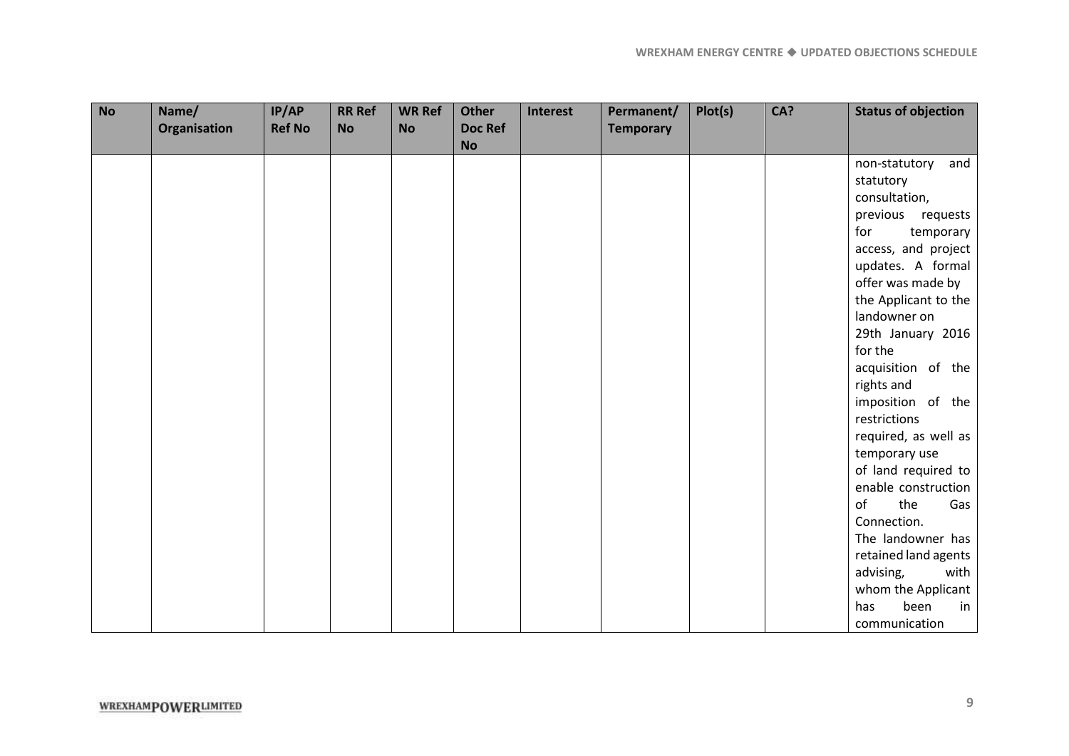| No | Name/ Organisation | IP/AP Ref No | RR Ref No | WR Ref No | Other Doc Ref No | Interest | Permanent/ Temporary | Plot(s) | CA? | Status of objection |
|---|---|---|---|---|---|---|---|---|---|---|
| | | | | | | | | | | non-statutory and statutory consultation, previous requests for temporary access, and project updates. A formal offer was made by the Applicant to the landowner on 29th January 2016 for the acquisition of the rights and imposition of the restrictions required, as well as temporary use of land required to enable construction of the Gas Connection. The landowner has retained land agents advising, with whom the Applicant has been in communication |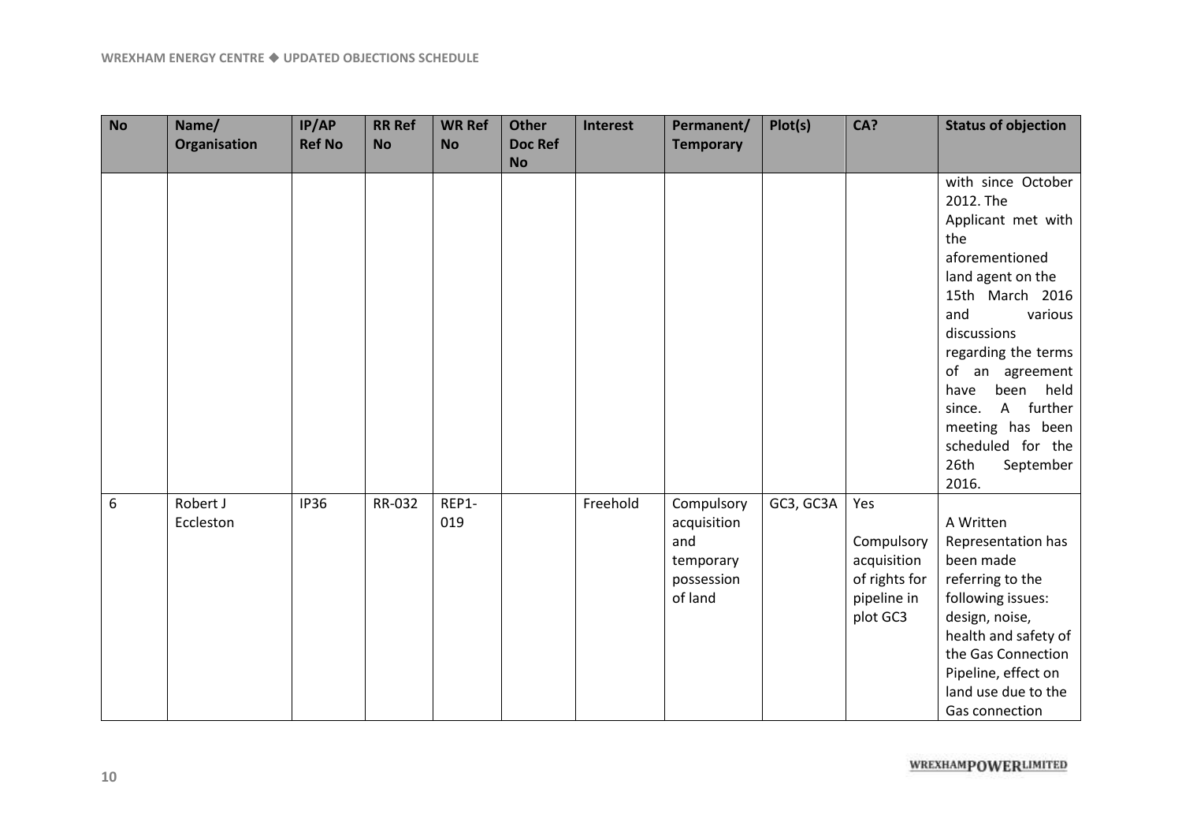| No | Name/ Organisation | IP/AP Ref No | RR Ref No | WR Ref No | Other Doc Ref No | Interest | Permanent/ Temporary | Plot(s) | CA? | Status of objection |
|---|---|---|---|---|---|---|---|---|---|---|
| | | | | | | | | | | with since October 2012. The Applicant met with the aforementioned land agent on the 15th March 2016 and various discussions regarding the terms of an agreement have been held since. A further meeting has been scheduled for the 26th September 2016. |
| 6 | Robert J Eccleston | IP36 | RR-032 | REP1-019 | | Freehold | Compulsory acquisition and temporary possession of land | GC3, GC3A | Yes<br><br>Compulsory acquisition of rights for pipeline in plot GC3 | A Written Representation has been made referring to the following issues: design, noise, health and safety of the Gas Connection Pipeline, effect on land use due to the Gas connection |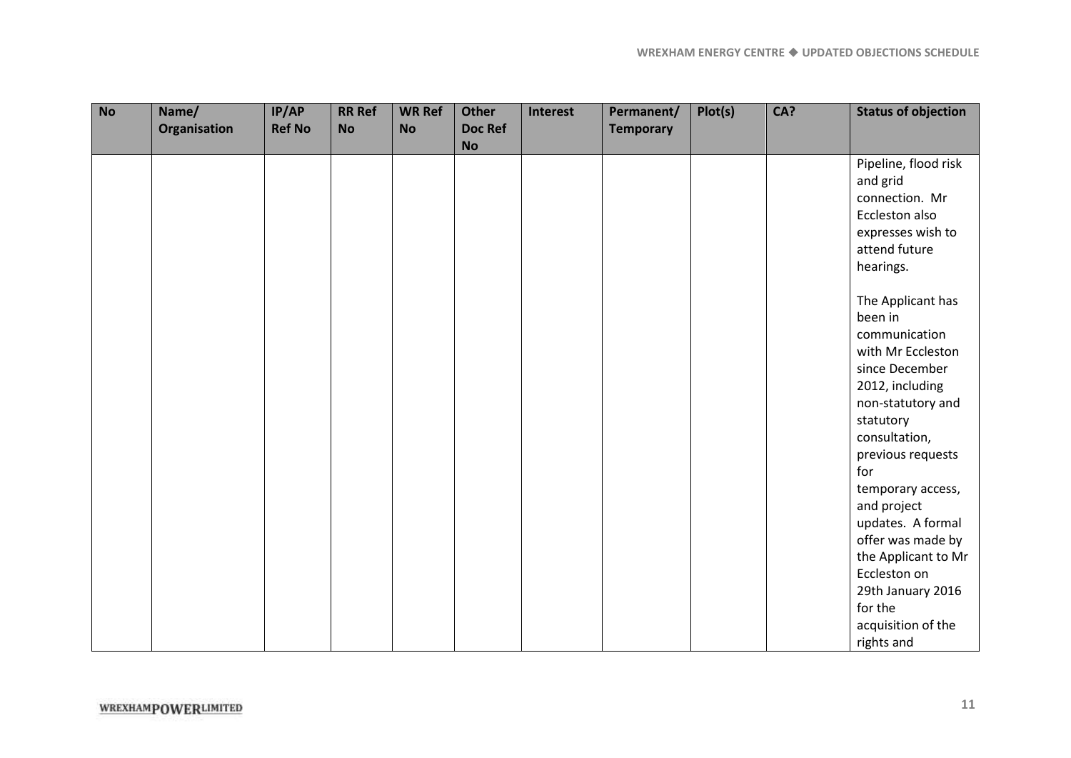| No | Name/ Organisation | IP/AP Ref No | RR Ref No | WR Ref No | Other Doc Ref No | Interest | Permanent/ Temporary | Plot(s) | CA? | Status of objection |
|---|---|---|---|---|---|---|---|---|---|---|
| | | | | | | | | | | Pipeline, flood risk and grid connection. Mr Eccleston also expresses wish to attend future hearings.<br><br>The Applicant has been in communication with Mr Eccleston since December 2012, including non-statutory and statutory consultation, previous requests for temporary access, and project updates. A formal offer was made by the Applicant to Mr Eccleston on 29th January 2016 for the acquisition of the rights and |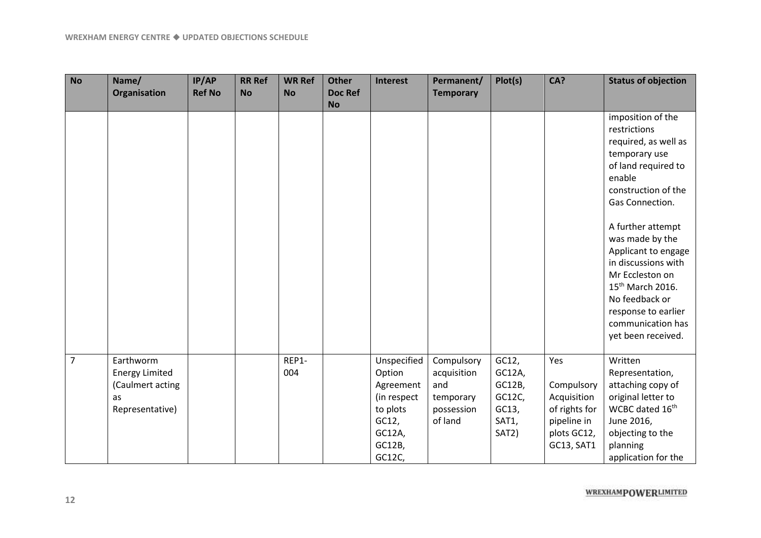| No | Name/ Organisation | IP/AP Ref No | RR Ref No | WR Ref No | Other Doc Ref No | Interest | Permanent/ Temporary | Plot(s) | CA? | Status of objection |
|---|---|---|---|---|---|---|---|---|---|---|
| | | | | | | | | | | imposition of the restrictions required, as well as temporary use of land required to enable construction of the Gas Connection.<br><br>A further attempt was made by the Applicant to engage in discussions with Mr Eccleston on 15th March 2016. No feedback or response to earlier communication has yet been received. |
| 7 | Earthworm Energy Limited (Caulmert acting as Representative) | | | REP1-004 | | Unspecified Option Agreement (in respect to plots GC12, GC12A, GC12B, GC12C, | Compulsory acquisition and temporary possession of land | GC12, GC12A, GC12B, GC12C, GC13, SAT1, SAT2) | Yes<br><br>Compulsory Acquisition of rights for pipeline in plots GC12, GC13, SAT1 | Written Representation, attaching copy of original letter to WCBC dated 16th June 2016, objecting to the planning application for the |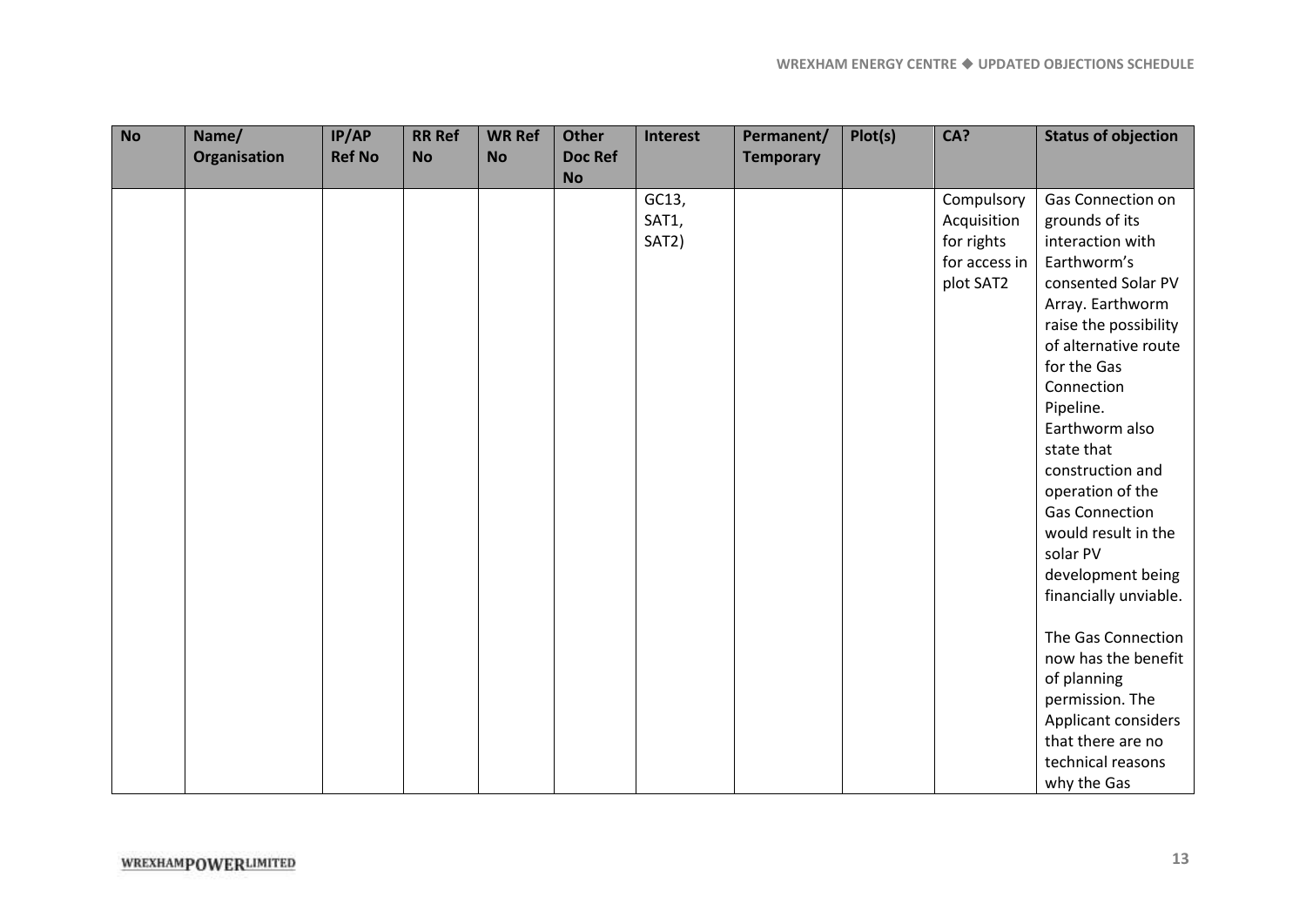| No | Name/ Organisation | IP/AP Ref No | RR Ref No | WR Ref No | Other Doc Ref No | Interest | Permanent/ Temporary | Plot(s) | CA? | Status of objection |
|---|---|---|---|---|---|---|---|---|---|---|
| | | | | | | GC13, SAT1, SAT2) | | | Compulsory Acquisition for rights for access in plot SAT2 | Gas Connection on grounds of its interaction with Earthworm's consented Solar PV Array. Earthworm raise the possibility of alternative route for the Gas Connection Pipeline. Earthworm also state that construction and operation of the Gas Connection would result in the solar PV development being financially unviable.<br><br>The Gas Connection now has the benefit of planning permission. The Applicant considers that there are no technical reasons why the Gas |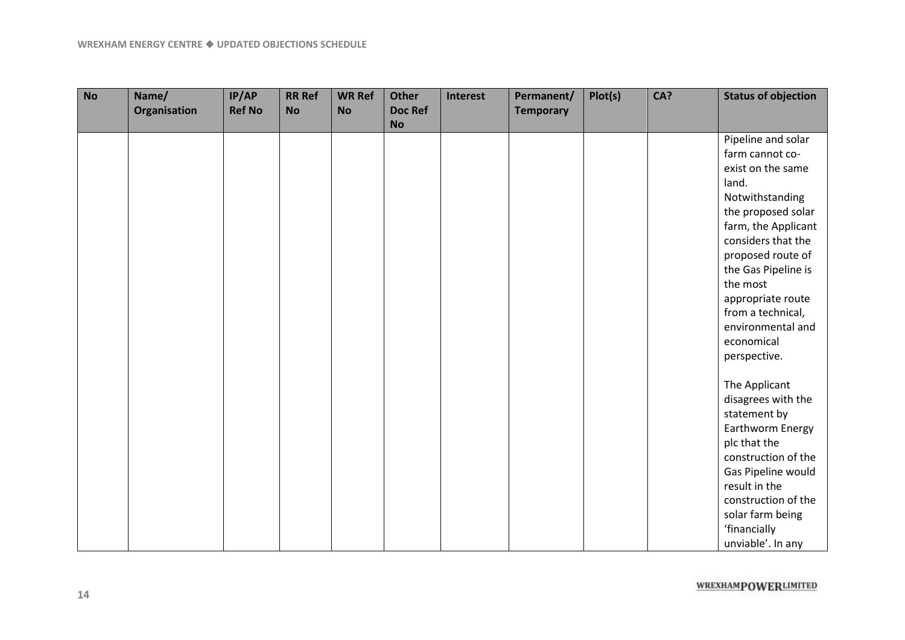| No | Name/ Organisation | IP/AP Ref No | RR Ref No | WR Ref No | Other Doc Ref No | Interest | Permanent/ Temporary | Plot(s) | CA? | Status of objection |
|---|---|---|---|---|---|---|---|---|---|---|
| | | | | | | | | | | Pipeline and solar farm cannot co-exist on the same land. Notwithstanding the proposed solar farm, the Applicant considers that the proposed route of the Gas Pipeline is the most appropriate route from a technical, environmental and economical perspective.<br><br>The Applicant disagrees with the statement by Earthworm Energy plc that the construction of the Gas Pipeline would result in the construction of the solar farm being 'financially unviable'. In any |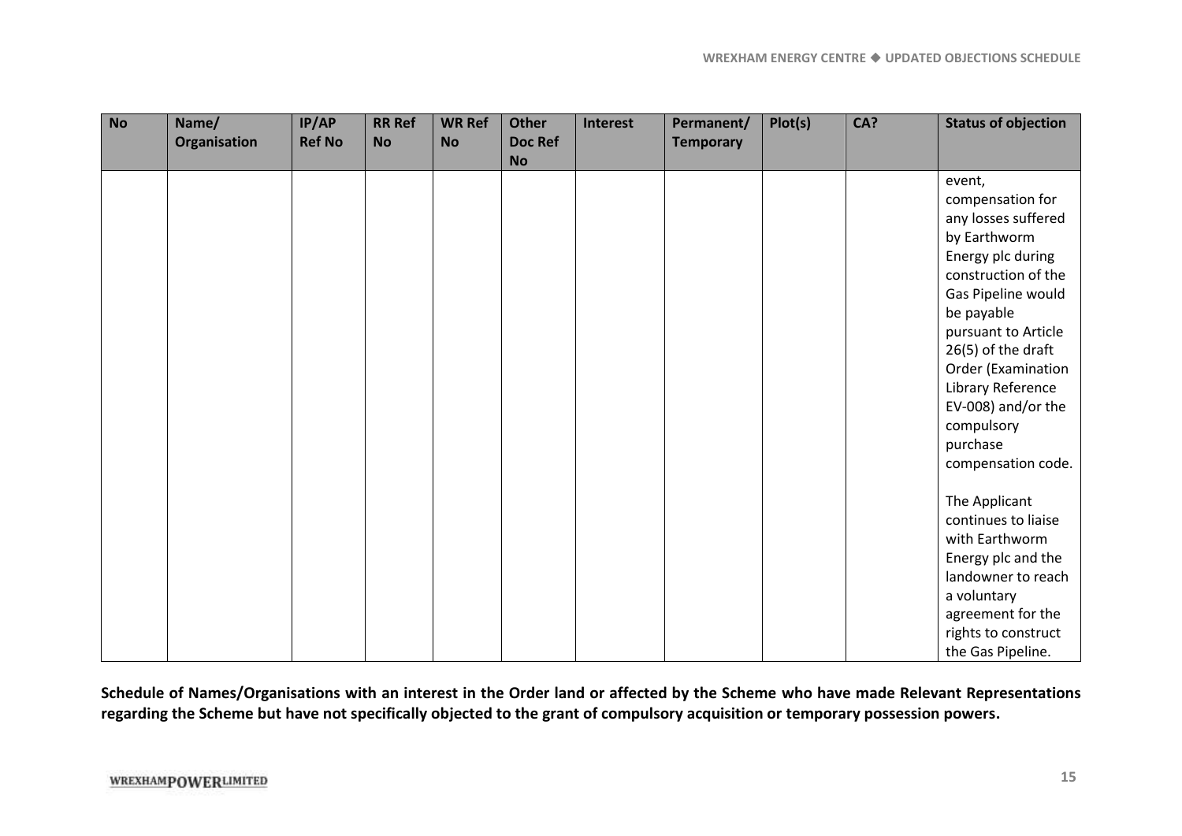| No | Name/ Organisation | IP/AP Ref No | RR Ref No | WR Ref No | Other Doc Ref No | Interest | Permanent/ Temporary | Plot(s) | CA? | Status of objection |
|---|---|---|---|---|---|---|---|---|---|---|
| | | | | | | | | | | event, compensation for any losses suffered by Earthworm Energy plc during construction of the Gas Pipeline would be payable pursuant to Article 26(5) of the draft Order (Examination Library Reference EV-008) and/or the compulsory purchase compensation code.<br><br>The Applicant continues to liaise with Earthworm Energy plc and the landowner to reach a voluntary agreement for the rights to construct the Gas Pipeline. |

**Schedule of Names/Organisations with an interest in the Order land or affected by the Scheme who have made Relevant Representations regarding the Scheme but have not specifically objected to the grant of compulsory acquisition or temporary possession powers.**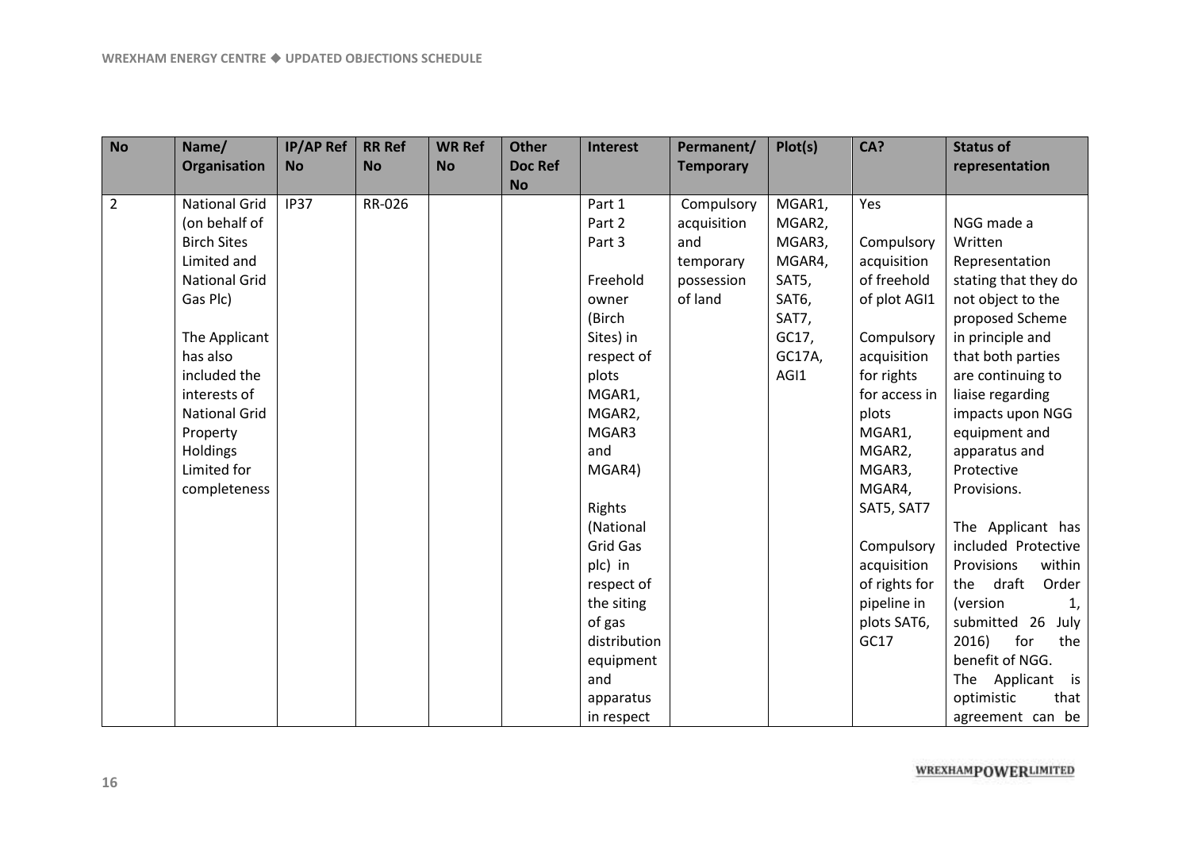| No | Name/ Organisation | IP/AP Ref No | RR Ref No | WR Ref No | Other Doc Ref No | Interest | Permanent/ Temporary | Plot(s) | CA? | Status of representation |
|---|---|---|---|---|---|---|---|---|---|---|
| 2 | National Grid (on behalf of Birch Sites Limited and National Grid Gas Plc)<br><br>The Applicant has also included the interests of National Grid Property Holdings Limited for completeness | IP37 | RR-026 | | | Part 1<br>Part 2<br>Part 3<br><br>Freehold owner (Birch Sites) in respect of plots MGAR1, MGAR2, MGAR3 and MGAR4)<br><br>Rights (National Grid Gas plc) in respect of the siting of gas distribution equipment and apparatus in respect | Compulsory acquisition and temporary possession of land | MGAR1, MGAR2, MGAR3, MGAR4, SAT5, SAT6, SAT7, GC17, GC17A, AGI1 | Yes<br><br>Compulsory acquisition of freehold of plot AGI1<br><br>Compulsory acquisition for rights for access in plots MGAR1, MGAR2, MGAR3, MGAR4, SAT5, SAT7<br><br>Compulsory acquisition of rights for pipeline in plots SAT6, GC17 | NGG made a Written Representation stating that they do not object to the proposed Scheme in principle and that both parties are continuing to liaise regarding impacts upon NGG equipment and apparatus and Protective Provisions.<br><br>The Applicant has included Protective Provisions within the draft Order (version 1, submitted 26 July 2016) for the benefit of NGG. The Applicant is optimistic that agreement can be |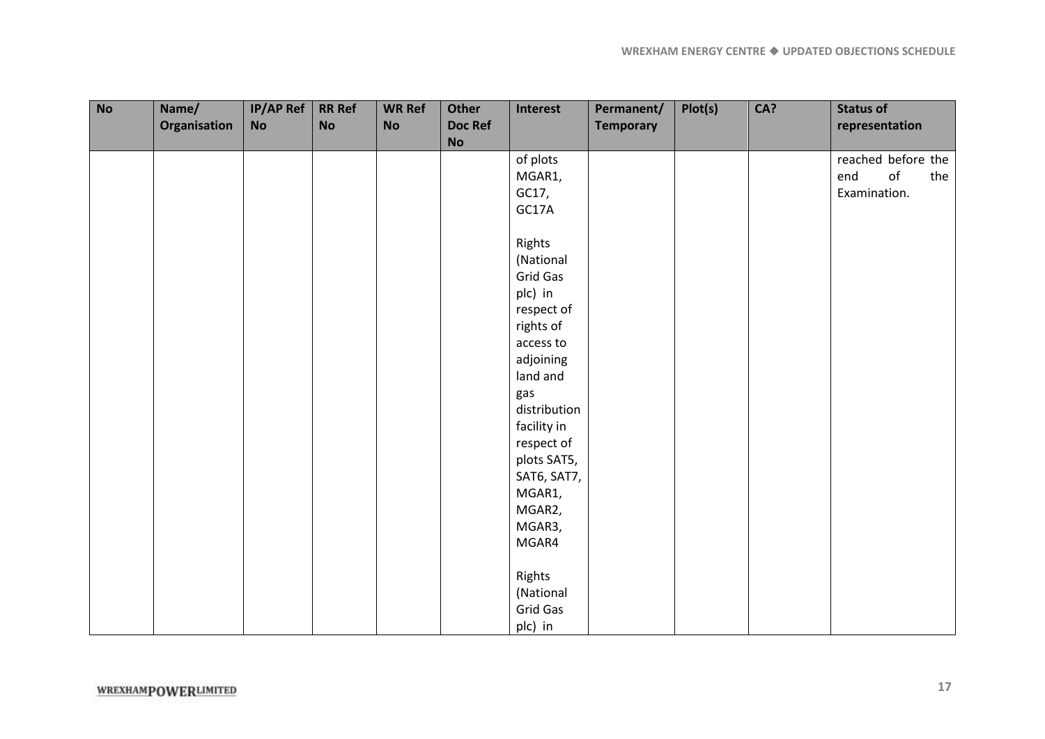| No | Name/ Organisation | IP/AP Ref No | RR Ref No | WR Ref No | Other Doc Ref No | Interest | Permanent/ Temporary | Plot(s) | CA? | Status of representation |
|---|---|---|---|---|---|---|---|---|---|---|
| | | | | | | of plots MGAR1, GC17, GC17A<br><br>Rights (National Grid Gas plc) in respect of rights of access to adjoining land and gas distribution facility in respect of plots SAT5, SAT6, SAT7, MGAR1, MGAR2, MGAR3, MGAR4<br><br>Rights (National Grid Gas plc) in | | | | reached before the end of the Examination. |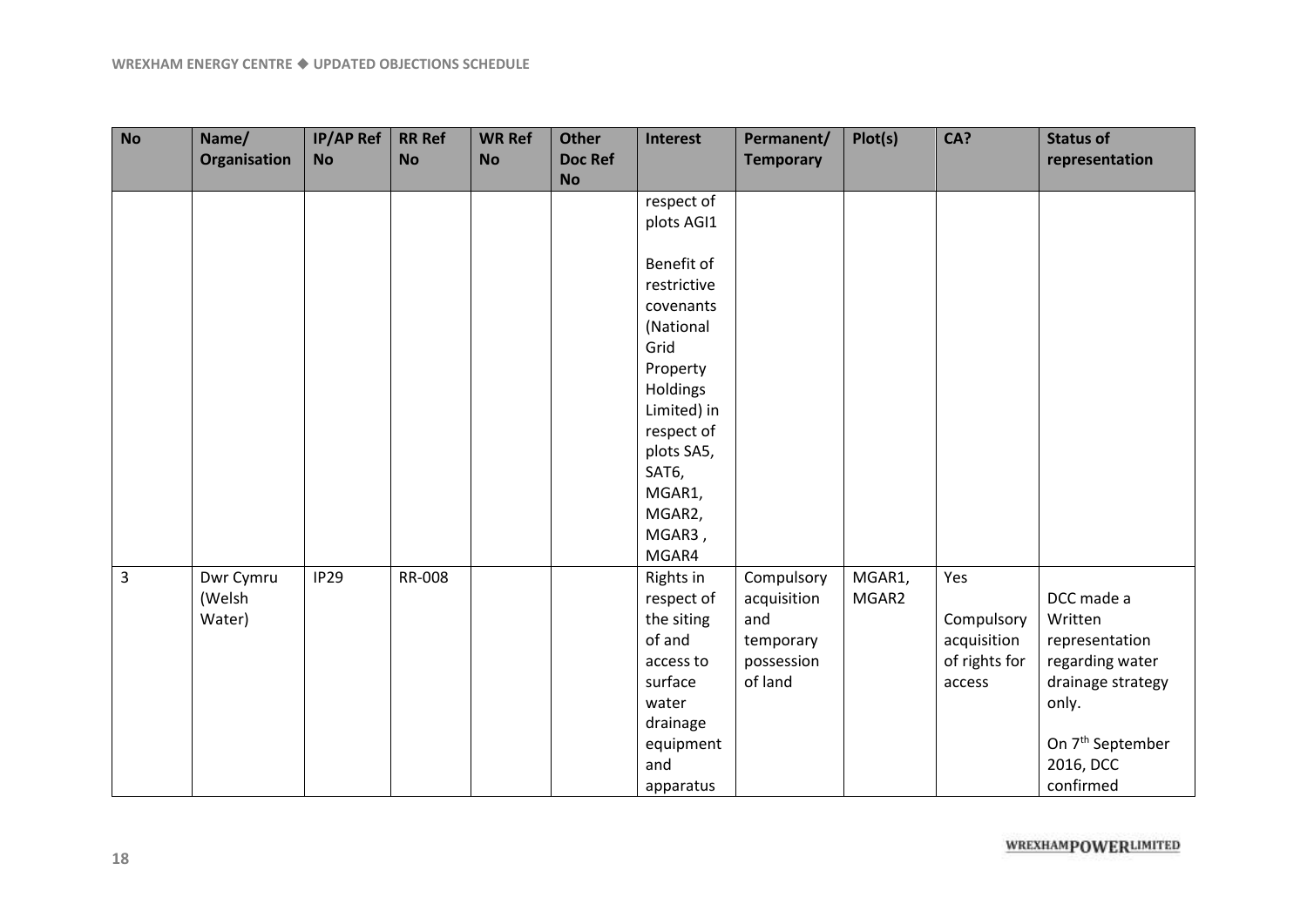| No | Name/ Organisation | IP/AP Ref No | RR Ref No | WR Ref No | Other Doc Ref No | Interest | Permanent/ Temporary | Plot(s) | CA? | Status of representation |
|---|---|---|---|---|---|---|---|---|---|---|
| | | | | | | respect of plots AGI1<br><br>Benefit of restrictive covenants (National Grid Property Holdings Limited) in respect of plots SA5, SAT6, MGAR1, MGAR2, MGAR3 , MGAR4 | | | | |
| 3 | Dwr Cymru (Welsh Water) | IP29 | RR-008 | | | Rights in respect of the siting of and access to surface water drainage equipment and apparatus | Compulsory acquisition and temporary possession of land | MGAR1, MGAR2 | Yes<br><br>Compulsory acquisition of rights for access | DCC made a Written representation regarding water drainage strategy only.<br><br>On 7th September 2016, DCC confirmed |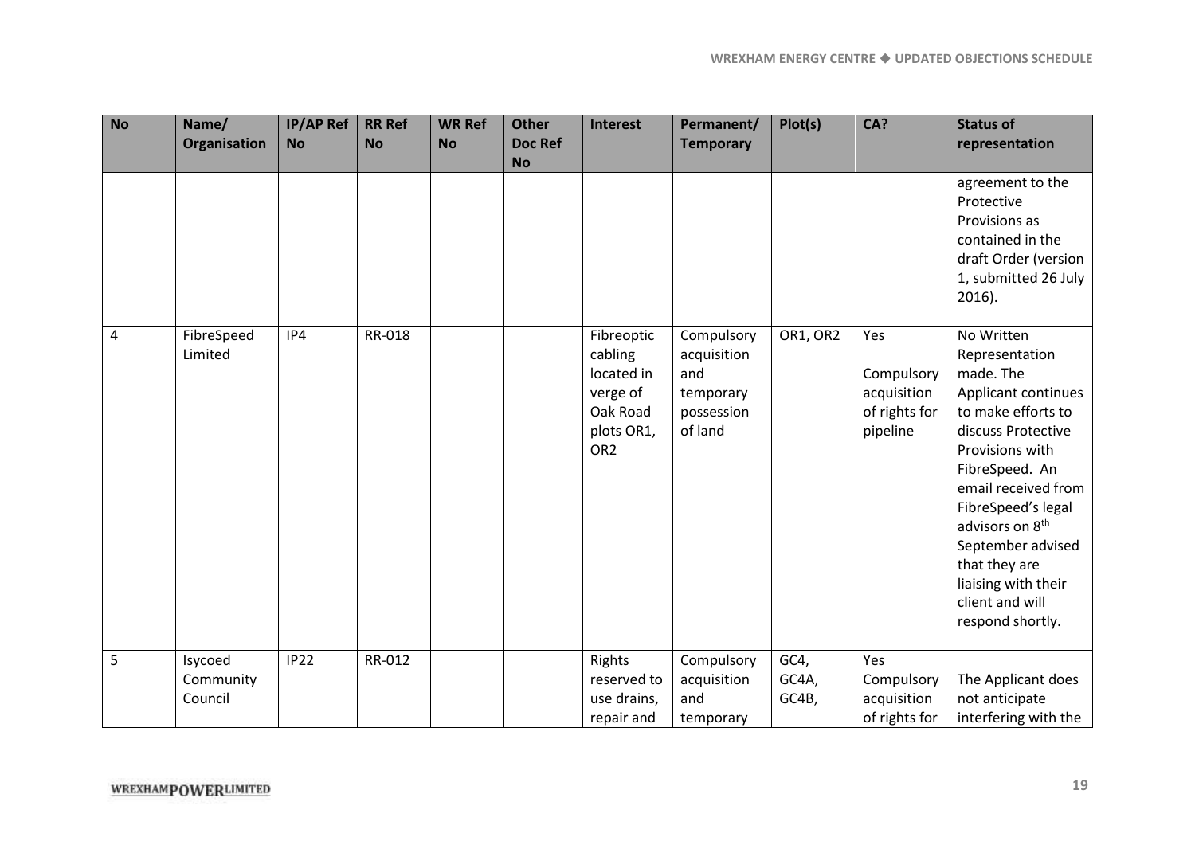| No | Name/ Organisation | IP/AP Ref No | RR Ref No | WR Ref No | Other Doc Ref No | Interest | Permanent/ Temporary | Plot(s) | CA? | Status of representation |
|---|---|---|---|---|---|---|---|---|---|---|
| | | | | | | | | | | agreement to the Protective Provisions as contained in the draft Order (version 1, submitted 26 July 2016). |
| 4 | FibreSpeed Limited | IP4 | RR-018 | | | Fibreoptic cabling located in verge of Oak Road plots OR1, OR2 | Compulsory acquisition and temporary possession of land | OR1, OR2 | Yes Compulsory acquisition of rights for pipeline | No Written Representation made. The Applicant continues to make efforts to discuss Protective Provisions with FibreSpeed. An email received from FibreSpeed's legal advisors on 8th September advised that they are liaising with their client and will respond shortly. |
| 5 | Isycoed Community Council | IP22 | RR-012 | | | Rights reserved to use drains, repair and | Compulsory acquisition and temporary | GC4, GC4A, GC4B, | Yes Compulsory acquisition of rights for | The Applicant does not anticipate interfering with the |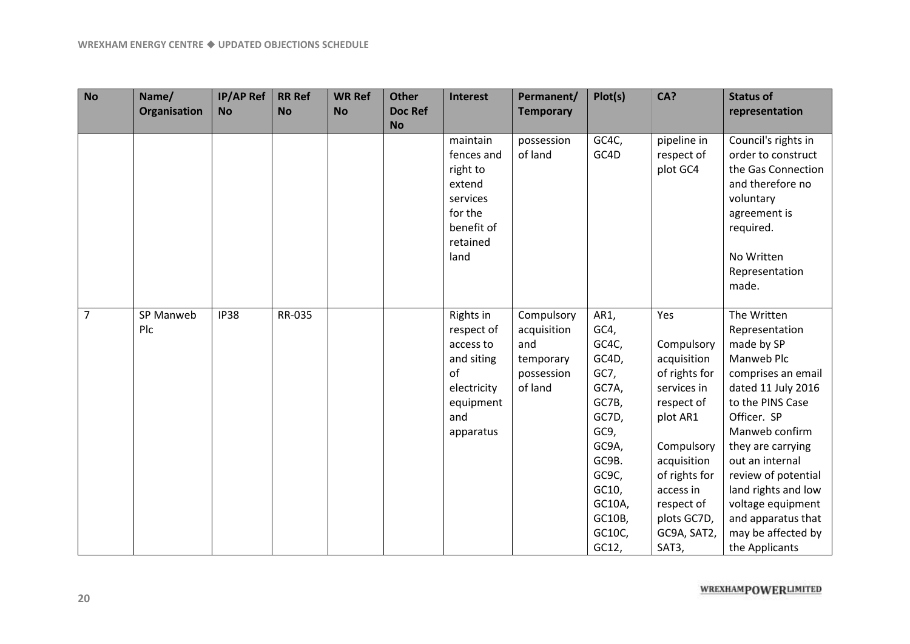| No | Name/ Organisation | IP/AP Ref No | RR Ref No | WR Ref No | Other Doc Ref No | Interest | Permanent/ Temporary | Plot(s) | CA? | Status of representation |
|---|---|---|---|---|---|---|---|---|---|---|
| | | | | | | maintain fences and right to extend services for the benefit of retained land | possession of land | GC4C, GC4D | pipeline in respect of plot GC4 | Council's rights in order to construct the Gas Connection and therefore no voluntary agreement is required.<br><br>No Written Representation made. |
| 7 | SP Manweb Plc | IP38 | RR-035 | | | Rights in respect of access to and siting of electricity equipment and apparatus | Compulsory acquisition and temporary possession of land | AR1, GC4, GC4C, GC4D, GC7, GC7A, GC7B, GC7D, GC9, GC9A, GC9B. GC9C, GC10, GC10A, GC10B, GC10C, GC12, | Yes<br><br>Compulsory acquisition of rights for services in respect of plot AR1<br><br>Compulsory acquisition of rights for access in respect of plots GC7D, GC9A, SAT2, SAT3, | The Written Representation made by SP Manweb Plc comprises an email dated 11 July 2016 to the PINS Case Officer. SP Manweb confirm they are carrying out an internal review of potential land rights and low voltage equipment and apparatus that may be affected by the Applicants |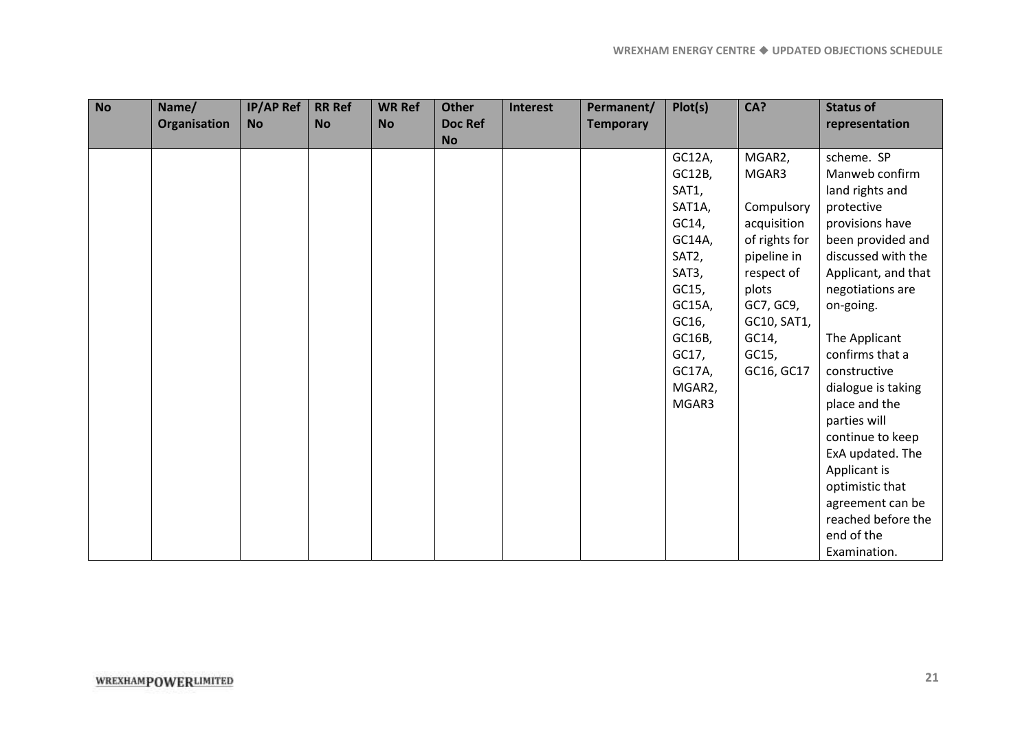| No | Name/ Organisation | IP/AP Ref No | RR Ref No | WR Ref No | Other Doc Ref No | Interest | Permanent/ Temporary | Plot(s) | CA? | Status of representation |
|---|---|---|---|---|---|---|---|---|---|---|
| | | | | | | | | GC12A, GC12B, SAT1, SAT1A, GC14, GC14A, SAT2, SAT3, GC15, GC15A, GC16, GC16B, GC17, GC17A, MGAR2, MGAR3 | MGAR2, MGAR3<br><br>Compulsory acquisition of rights for pipeline in respect of plots GC7, GC9, GC10, SAT1, GC14, GC15, GC16, GC17 | scheme. SP Manweb confirm land rights and protective provisions have been provided and discussed with the Applicant, and that negotiations are on-going.<br><br>The Applicant confirms that a constructive dialogue is taking place and the parties will continue to keep ExA updated. The Applicant is optimistic that agreement can be reached before the end of the Examination. |